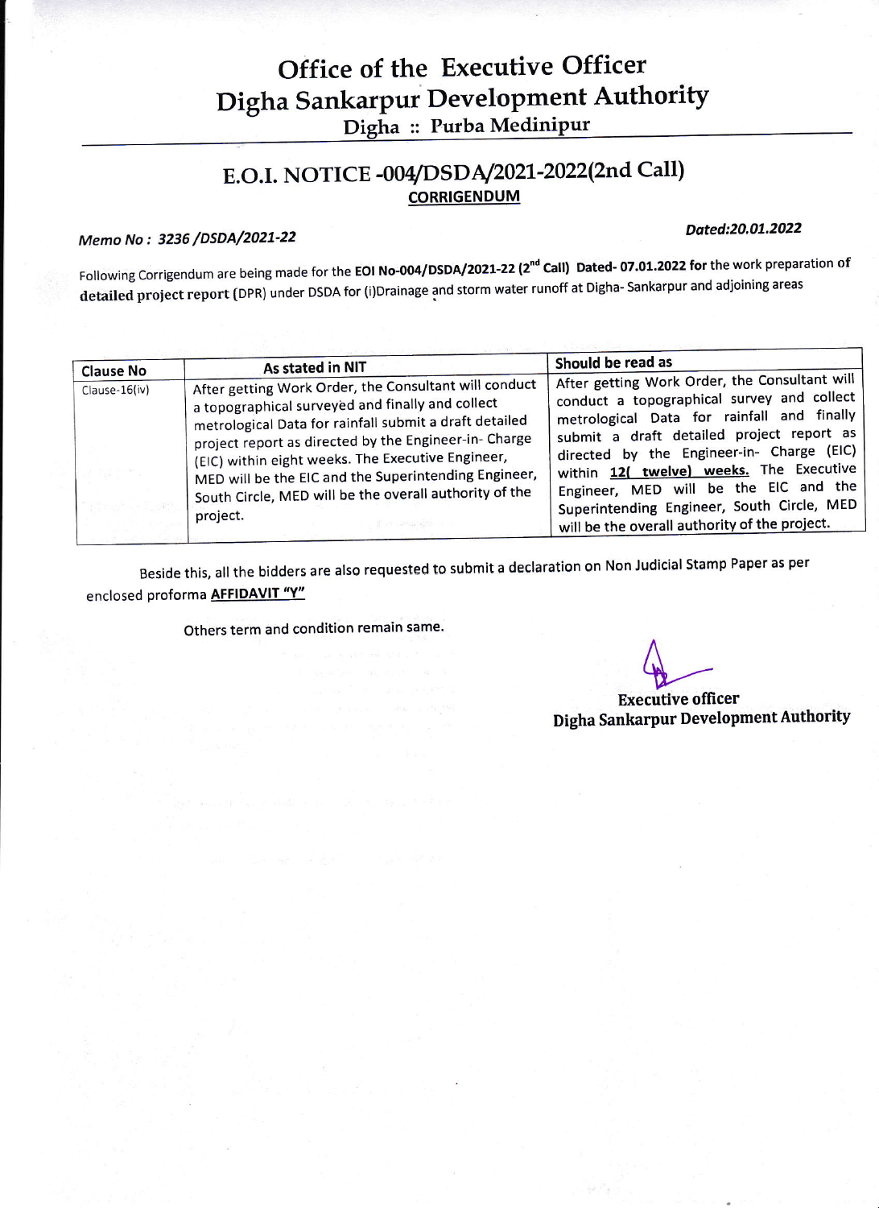# Office of the Executive Officer
# Digha Sankarpur Development Authority
### Digha :: Purba Medinipur

## E.O.I. NOTICE -004/DSDA/2021-2022(2nd Call)
**CORRIGENDUM**

*Memo No : 3236 /DSDA/2021-22* *Dated:20.01.2022*

Following Corrigendum are being made for the **EOI No-004/DSDA/2021-22 (2nd Call) Dated- 07.01.2022 for** the work preparation of **detailed project report** (DPR) under DSDA for (i)Drainage and storm water runoff at Digha- Sankarpur and adjoining areas

| Clause No | As stated in NIT | Should be read as |
|---|---|---|
| Clause-16(iv) | After getting Work Order, the Consultant will conduct a topographical surveyed and finally and collect metrological Data for rainfall submit a draft detailed project report as directed by the Engineer-in- Charge (EIC) within eight weeks. The Executive Engineer, MED will be the EIC and the Superintending Engineer, South Circle, MED will be the overall authority of the project. | After getting Work Order, the Consultant will conduct a topographical survey and collect metrological Data for rainfall and finally submit a draft detailed project report as directed by the Engineer-in- Charge (EIC) within **12( twelve) weeks.** The Executive Engineer, MED will be the EIC and the Superintending Engineer, South Circle, MED will be the overall authority of the project. |

Beside this, all the bidders are also requested to submit a declaration on Non Judicial Stamp Paper as per enclosed proforma **AFFIDAVIT "Y"**

Others term and condition remain same.

**Executive officer**
**Digha Sankarpur Development Authority**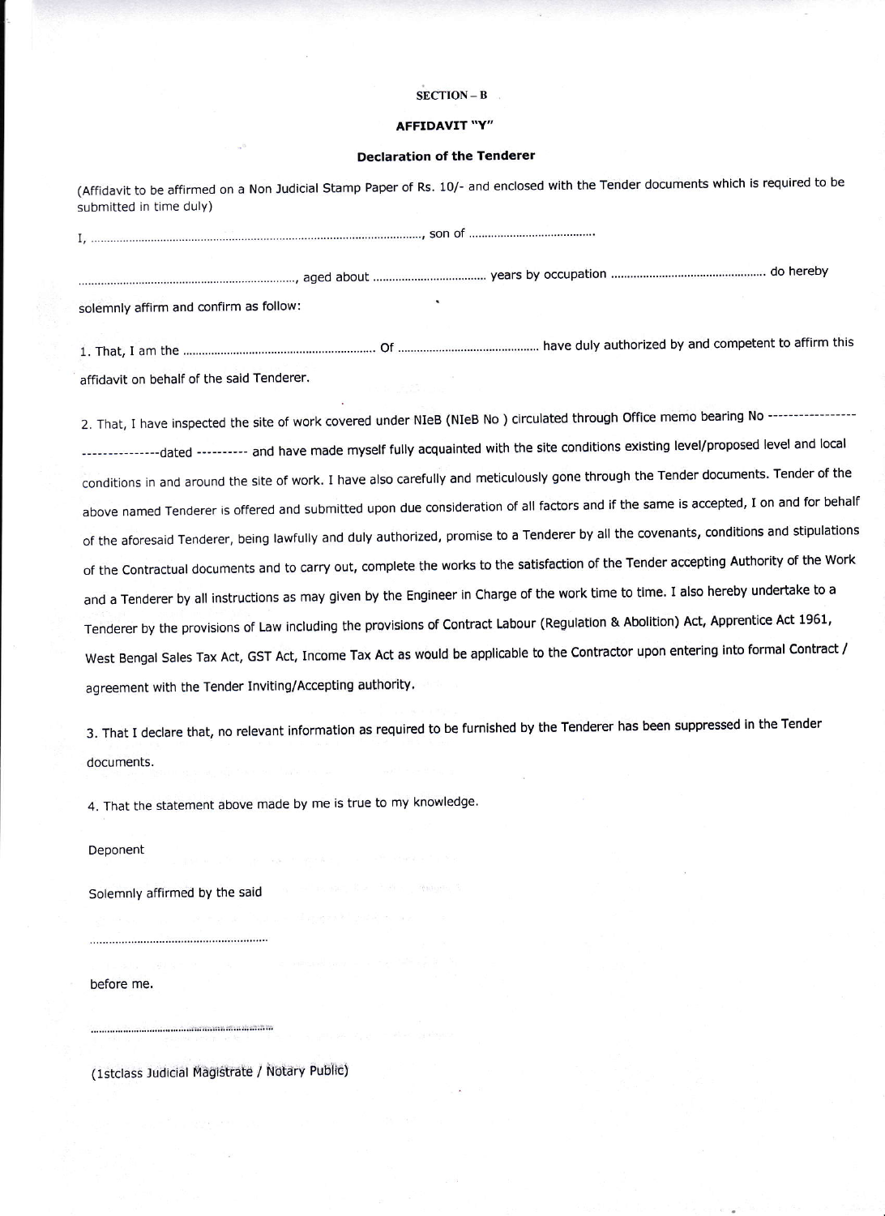**SECTION – B**

**AFFIDAVIT "Y"**

**Declaration of the Tenderer**

(Affidavit to be affirmed on a Non Judicial Stamp Paper of Rs. 10/- and enclosed with the Tender documents which is required to be submitted in time duly)

I, ......................................................................................................., son of .......................................

.................................................................., aged about ................................... years by occupation ................................................ do hereby solemnly affirm and confirm as follow:

1. That, I am the ........................................................... Of ........................................... have duly authorized by and competent to affirm this affidavit on behalf of the said Tenderer.

2. That, I have inspected the site of work covered under NIeB (NIeB No ) circulated through Office memo bearing No ------------------------------dated ---------- and have made myself fully acquainted with the site conditions existing level/proposed level and local conditions in and around the site of work. I have also carefully and meticulously gone through the Tender documents. Tender of the above named Tenderer is offered and submitted upon due consideration of all factors and if the same is accepted, I on and for behalf of the aforesaid Tenderer, being lawfully and duly authorized, promise to a Tenderer by all the covenants, conditions and stipulations of the Contractual documents and to carry out, complete the works to the satisfaction of the Tender accepting Authority of the Work and a Tenderer by all instructions as may given by the Engineer in Charge of the work time to time. I also hereby undertake to a Tenderer by the provisions of Law including the provisions of Contract Labour (Regulation & Abolition) Act, Apprentice Act 1961, West Bengal Sales Tax Act, GST Act, Income Tax Act as would be applicable to the Contractor upon entering into formal Contract / agreement with the Tender Inviting/Accepting authority.

3. That I declare that, no relevant information as required to be furnished by the Tenderer has been suppressed in the Tender documents.

4. That the statement above made by me is true to my knowledge.

Deponent

Solemnly affirmed by the said

.........................................................

before me.

.........................................................

(1stclass Judicial Magistrate / Notary Public)